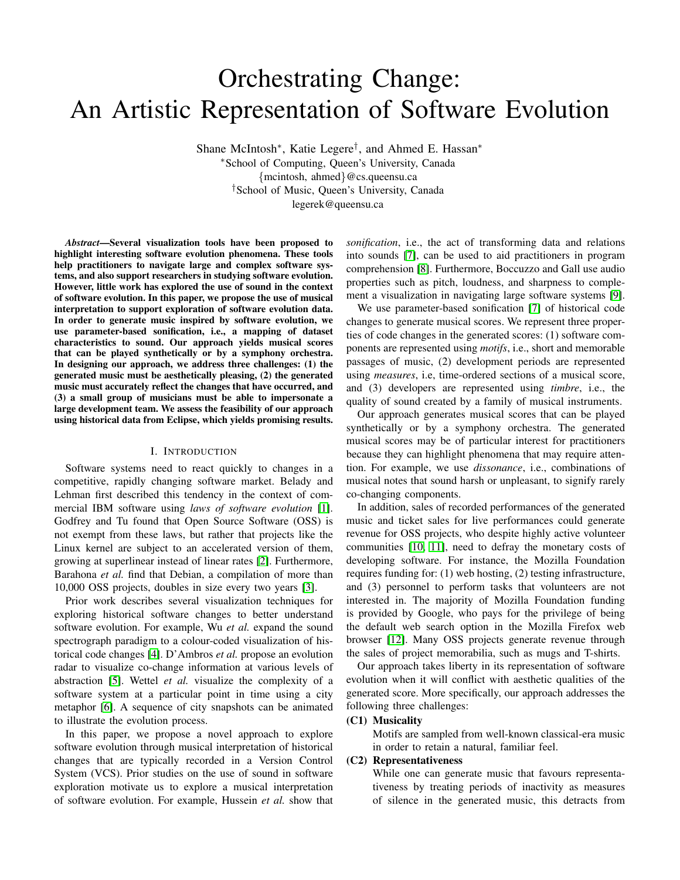# Orchestrating Change: An Artistic Representation of Software Evolution

Shane McIntosh[*], Katie Legere[†], and Ahmed E. Hassan[*]

[*]School of Computing, Queen's University, Canada
{mcintosh, ahmed}@cs.queensu.ca
[†]School of Music, Queen's University, Canada
legerek@queensu.ca

***Abstract*—Several visualization tools have been proposed to highlight interesting software evolution phenomena. These tools help practitioners to navigate large and complex software systems, and also support researchers in studying software evolution. However, little work has explored the use of sound in the context of software evolution. In this paper, we propose the use of musical interpretation to support exploration of software evolution data. In order to generate music inspired by software evolution, we use parameter-based sonification, i.e., a mapping of dataset characteristics to sound. Our approach yields musical scores that can be played synthetically or by a symphony orchestra. In designing our approach, we address three challenges: (1) the generated music must be aesthetically pleasing, (2) the generated music must accurately reflect the changes that have occurred, and (3) a small group of musicians must be able to impersonate a large development team. We assess the feasibility of our approach using historical data from Eclipse, which yields promising results.**

## I. Introduction

Software systems need to react quickly to changes in a competitive, rapidly changing software market. Belady and Lehman first described this tendency in the context of commercial IBM software using *laws of software evolution* [1]. Godfrey and Tu found that Open Source Software (OSS) is not exempt from these laws, but rather that projects like the Linux kernel are subject to an accelerated version of them, growing at superlinear instead of linear rates [2]. Furthermore, Barahona *et al.* find that Debian, a compilation of more than 10,000 OSS projects, doubles in size every two years [3].

Prior work describes several visualization techniques for exploring historical software changes to better understand software evolution. For example, Wu *et al.* expand the sound spectrograph paradigm to a colour-coded visualization of historical code changes [4]. D'Ambros *et al.* propose an evolution radar to visualize co-change information at various levels of abstraction [5]. Wettel *et al.* visualize the complexity of a software system at a particular point in time using a city metaphor [6]. A sequence of city snapshots can be animated to illustrate the evolution process.

In this paper, we propose a novel approach to explore software evolution through musical interpretation of historical changes that are typically recorded in a Version Control System (VCS). Prior studies on the use of sound in software exploration motivate us to explore a musical interpretation of software evolution. For example, Hussein *et al.* show that *sonification*, i.e., the act of transforming data and relations into sounds [7], can be used to aid practitioners in program comprehension [8]. Furthermore, Boccuzzo and Gall use audio properties such as pitch, loudness, and sharpness to complement a visualization in navigating large software systems [9].

We use parameter-based sonification [7] of historical code changes to generate musical scores. We represent three properties of code changes in the generated scores: (1) software components are represented using *motifs*, i.e., short and memorable passages of music, (2) development periods are represented using *measures*, i.e, time-ordered sections of a musical score, and (3) developers are represented using *timbre*, i.e., the quality of sound created by a family of musical instruments.

Our approach generates musical scores that can be played synthetically or by a symphony orchestra. The generated musical scores may be of particular interest for practitioners because they can highlight phenomena that may require attention. For example, we use *dissonance*, i.e., combinations of musical notes that sound harsh or unpleasant, to signify rarely co-changing components.

In addition, sales of recorded performances of the generated music and ticket sales for live performances could generate revenue for OSS projects, who despite highly active volunteer communities [10, 11], need to defray the monetary costs of developing software. For instance, the Mozilla Foundation requires funding for: (1) web hosting, (2) testing infrastructure, and (3) personnel to perform tasks that volunteers are not interested in. The majority of Mozilla Foundation funding is provided by Google, who pays for the privilege of being the default web search option in the Mozilla Firefox web browser [12]. Many OSS projects generate revenue through the sales of project memorabilia, such as mugs and T-shirts.

Our approach takes liberty in its representation of software evolution when it will conflict with aesthetic qualities of the generated score. More specifically, our approach addresses the following three challenges:

**(C1) Musicality**
Motifs are sampled from well-known classical-era music in order to retain a natural, familiar feel.

**(C2) Representativeness**
While one can generate music that favours representativeness by treating periods of inactivity as measures of silence in the generated music, this detracts from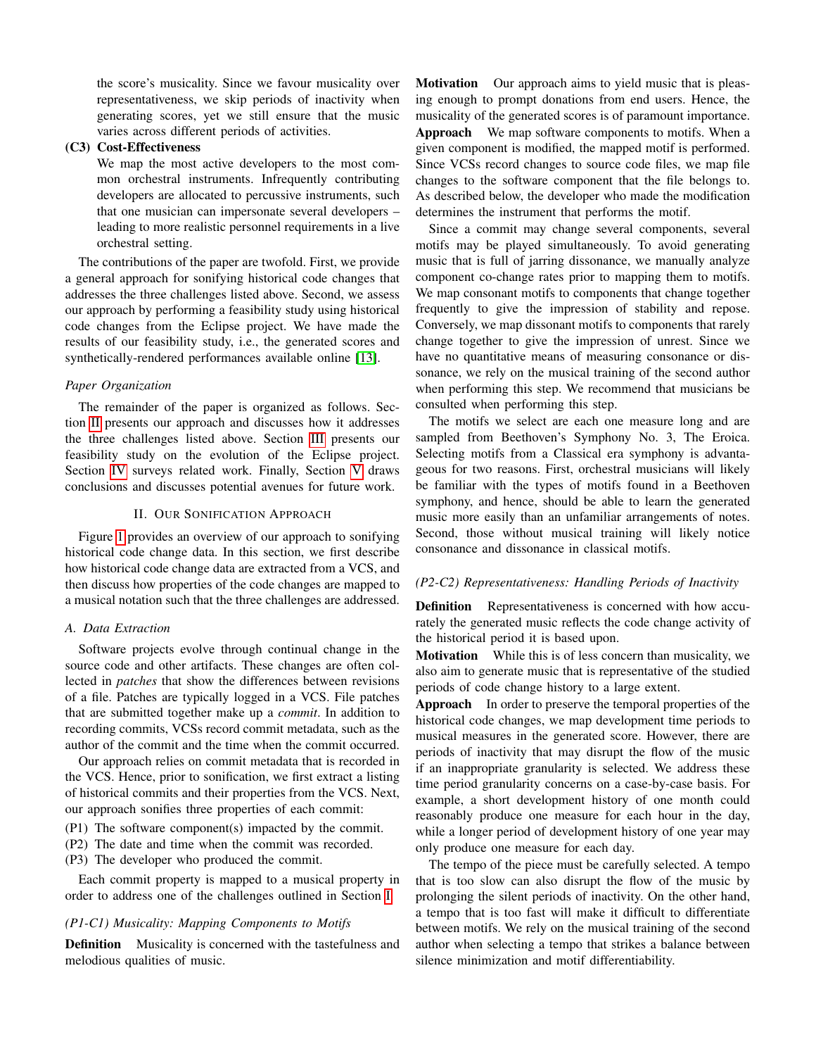the score's musicality. Since we favour musicality over representativeness, we skip periods of inactivity when generating scores, yet we still ensure that the music varies across different periods of activities.

**(C3) Cost-Effectiveness**
We map the most active developers to the most common orchestral instruments. Infrequently contributing developers are allocated to percussive instruments, such that one musician can impersonate several developers – leading to more realistic personnel requirements in a live orchestral setting.

The contributions of the paper are twofold. First, we provide a general approach for sonifying historical code changes that addresses the three challenges listed above. Second, we assess our approach by performing a feasibility study using historical code changes from the Eclipse project. We have made the results of our feasibility study, i.e., the generated scores and synthetically-rendered performances available online [13].

### *Paper Organization*

The remainder of the paper is organized as follows. Section II presents our approach and discusses how it addresses the three challenges listed above. Section III presents our feasibility study on the evolution of the Eclipse project. Section IV surveys related work. Finally, Section V draws conclusions and discusses potential avenues for future work.

## II. Our Sonification Approach

Figure 1 provides an overview of our approach to sonifying historical code change data. In this section, we first describe how historical code change data are extracted from a VCS, and then discuss how properties of the code changes are mapped to a musical notation such that the three challenges are addressed.

### *A. Data Extraction*

Software projects evolve through continual change in the source code and other artifacts. These changes are often collected in *patches* that show the differences between revisions of a file. Patches are typically logged in a VCS. File patches that are submitted together make up a *commit*. In addition to recording commits, VCSs record commit metadata, such as the author of the commit and the time when the commit occurred.

Our approach relies on commit metadata that is recorded in the VCS. Hence, prior to sonification, we first extract a listing of historical commits and their properties from the VCS. Next, our approach sonifies three properties of each commit:

(P1) The software component(s) impacted by the commit.
(P2) The date and time when the commit was recorded.
(P3) The developer who produced the commit.

Each commit property is mapped to a musical property in order to address one of the challenges outlined in Section I.

### *(P1-C1) Musicality: Mapping Components to Motifs*

**Definition** Musicality is concerned with the tastefulness and melodious qualities of music.

**Motivation** Our approach aims to yield music that is pleasing enough to prompt donations from end users. Hence, the musicality of the generated scores is of paramount importance.

**Approach** We map software components to motifs. When a given component is modified, the mapped motif is performed. Since VCSs record changes to source code files, we map file changes to the software component that the file belongs to. As described below, the developer who made the modification determines the instrument that performs the motif.

Since a commit may change several components, several motifs may be played simultaneously. To avoid generating music that is full of jarring dissonance, we manually analyze component co-change rates prior to mapping them to motifs. We map consonant motifs to components that change together frequently to give the impression of stability and repose. Conversely, we map dissonant motifs to components that rarely change together to give the impression of unrest. Since we have no quantitative means of measuring consonance or dissonance, we rely on the musical training of the second author when performing this step. We recommend that musicians be consulted when performing this step.

The motifs we select are each one measure long and are sampled from Beethoven's Symphony No. 3, The Eroica. Selecting motifs from a Classical era symphony is advantageous for two reasons. First, orchestral musicians will likely be familiar with the types of motifs found in a Beethoven symphony, and hence, should be able to learn the generated music more easily than an unfamiliar arrangements of notes. Second, those without musical training will likely notice consonance and dissonance in classical motifs.

### *(P2-C2) Representativeness: Handling Periods of Inactivity*

**Definition** Representativeness is concerned with how accurately the generated music reflects the code change activity of the historical period it is based upon.

**Motivation** While this is of less concern than musicality, we also aim to generate music that is representative of the studied periods of code change history to a large extent.

**Approach** In order to preserve the temporal properties of the historical code changes, we map development time periods to musical measures in the generated score. However, there are periods of inactivity that may disrupt the flow of the music if an inappropriate granularity is selected. We address these time period granularity concerns on a case-by-case basis. For example, a short development history of one month could reasonably produce one measure for each hour in the day, while a longer period of development history of one year may only produce one measure for each day.

The tempo of the piece must be carefully selected. A tempo that is too slow can also disrupt the flow of the music by prolonging the silent periods of inactivity. On the other hand, a tempo that is too fast will make it difficult to differentiate between motifs. We rely on the musical training of the second author when selecting a tempo that strikes a balance between silence minimization and motif differentiability.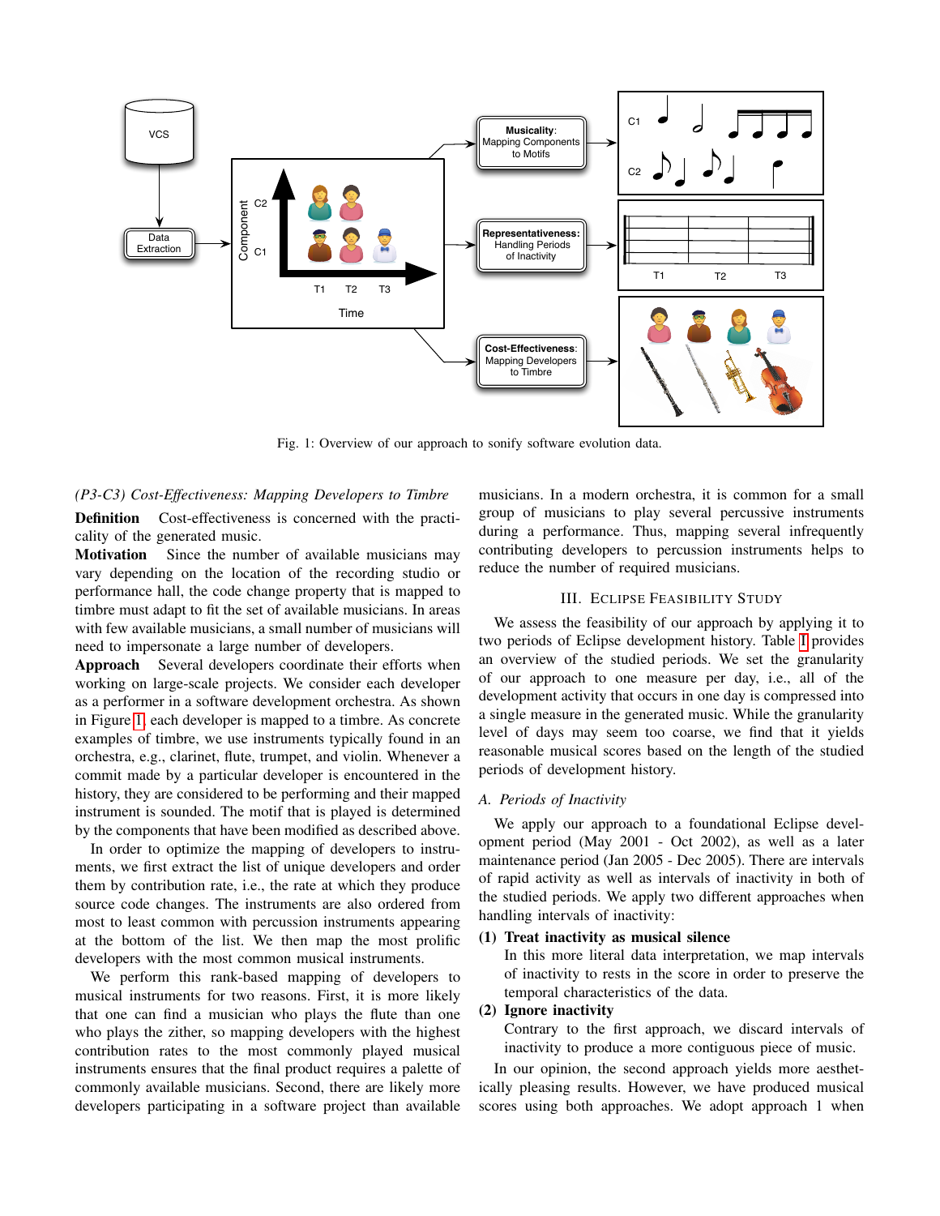VCS

Data Extraction

Component

C2

C1

T1 T2 T3

Time

**Musicality**: Mapping Components to Motifs

**Representativeness**: Handling Periods of Inactivity

**Cost-Effectiveness**: Mapping Developers to Timbre

C1

C2

T1 T2 T3

Fig. 1: Overview of our approach to sonify software evolution data.

### *(P3-C3) Cost-Effectiveness: Mapping Developers to Timbre*

**Definition** Cost-effectiveness is concerned with the practicality of the generated music.

**Motivation** Since the number of available musicians may vary depending on the location of the recording studio or performance hall, the code change property that is mapped to timbre must adapt to fit the set of available musicians. In areas with few available musicians, a small number of musicians will need to impersonate a large number of developers.

**Approach** Several developers coordinate their efforts when working on large-scale projects. We consider each developer as a performer in a software development orchestra. As shown in Figure 1, each developer is mapped to a timbre. As concrete examples of timbre, we use instruments typically found in an orchestra, e.g., clarinet, flute, trumpet, and violin. Whenever a commit made by a particular developer is encountered in the history, they are considered to be performing and their mapped instrument is sounded. The motif that is played is determined by the components that have been modified as described above.

In order to optimize the mapping of developers to instruments, we first extract the list of unique developers and order them by contribution rate, i.e., the rate at which they produce source code changes. The instruments are also ordered from most to least common with percussion instruments appearing at the bottom of the list. We then map the most prolific developers with the most common musical instruments.

We perform this rank-based mapping of developers to musical instruments for two reasons. First, it is more likely that one can find a musician who plays the flute than one who plays the zither, so mapping developers with the highest contribution rates to the most commonly played musical instruments ensures that the final product requires a palette of commonly available musicians. Second, there are likely more developers participating in a software project than available musicians. In a modern orchestra, it is common for a small group of musicians to play several percussive instruments during a performance. Thus, mapping several infrequently contributing developers to percussion instruments helps to reduce the number of required musicians.

## III. Eclipse Feasibility Study

We assess the feasibility of our approach by applying it to two periods of Eclipse development history. Table I provides an overview of the studied periods. We set the granularity of our approach to one measure per day, i.e., all of the development activity that occurs in one day is compressed into a single measure in the generated music. While the granularity level of days may seem too coarse, we find that it yields reasonable musical scores based on the length of the studied periods of development history.

### *A. Periods of Inactivity*

We apply our approach to a foundational Eclipse development period (May 2001 - Oct 2002), as well as a later maintenance period (Jan 2005 - Dec 2005). There are intervals of rapid activity as well as intervals of inactivity in both of the studied periods. We apply two different approaches when handling intervals of inactivity:

**(1) Treat inactivity as musical silence**
In this more literal data interpretation, we map intervals of inactivity to rests in the score in order to preserve the temporal characteristics of the data.

**(2) Ignore inactivity**
Contrary to the first approach, we discard intervals of inactivity to produce a more contiguous piece of music.

In our opinion, the second approach yields more aesthetically pleasing results. However, we have produced musical scores using both approaches. We adopt approach 1 when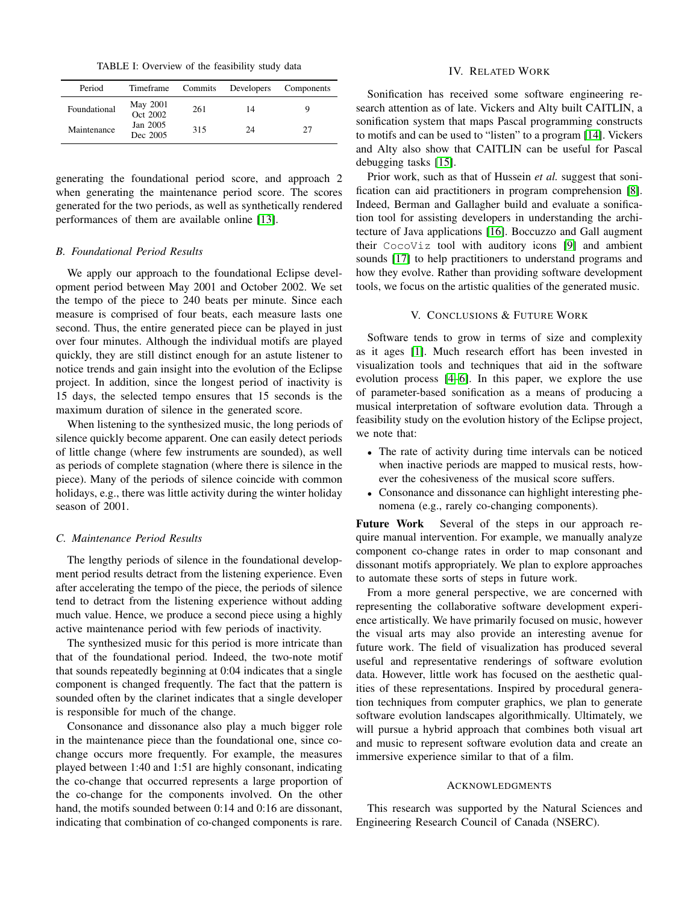TABLE I: Overview of the feasibility study data

| Period | Timeframe | Commits | Developers | Components |
|---|---|---|---|---|
| Foundational | May 2001 Oct 2002 | 261 | 14 | 9 |
| Maintenance | Jan 2005 Dec 2005 | 315 | 24 | 27 |

generating the foundational period score, and approach 2 when generating the maintenance period score. The scores generated for the two periods, as well as synthetically rendered performances of them are available online [13].

### B. Foundational Period Results

We apply our approach to the foundational Eclipse development period between May 2001 and October 2002. We set the tempo of the piece to 240 beats per minute. Since each measure is comprised of four beats, each measure lasts one second. Thus, the entire generated piece can be played in just over four minutes. Although the individual motifs are played quickly, they are still distinct enough for an astute listener to notice trends and gain insight into the evolution of the Eclipse project. In addition, since the longest period of inactivity is 15 days, the selected tempo ensures that 15 seconds is the maximum duration of silence in the generated score.

When listening to the synthesized music, the long periods of silence quickly become apparent. One can easily detect periods of little change (where few instruments are sounded), as well as periods of complete stagnation (where there is silence in the piece). Many of the periods of silence coincide with common holidays, e.g., there was little activity during the winter holiday season of 2001.

### C. Maintenance Period Results

The lengthy periods of silence in the foundational development period results detract from the listening experience. Even after accelerating the tempo of the piece, the periods of silence tend to detract from the listening experience without adding much value. Hence, we produce a second piece using a highly active maintenance period with few periods of inactivity.

The synthesized music for this period is more intricate than that of the foundational period. Indeed, the two-note motif that sounds repeatedly beginning at 0:04 indicates that a single component is changed frequently. The fact that the pattern is sounded often by the clarinet indicates that a single developer is responsible for much of the change.

Consonance and dissonance also play a much bigger role in the maintenance piece than the foundational one, since co-change occurs more frequently. For example, the measures played between 1:40 and 1:51 are highly consonant, indicating the co-change that occurred represents a large proportion of the co-change for the components involved. On the other hand, the motifs sounded between 0:14 and 0:16 are dissonant, indicating that combination of co-changed components is rare.

## IV. Related Work

Sonification has received some software engineering research attention as of late. Vickers and Alty built CAITLIN, a sonification system that maps Pascal programming constructs to motifs and can be used to "listen" to a program [14]. Vickers and Alty also show that CAITLIN can be useful for Pascal debugging tasks [15].

Prior work, such as that of Hussein *et al.* suggest that sonification can aid practitioners in program comprehension [8]. Indeed, Berman and Gallagher build and evaluate a sonification tool for assisting developers in understanding the architecture of Java applications [16]. Boccuzzo and Gall augment their `CocoViz` tool with auditory icons [9] and ambient sounds [17] to help practitioners to understand programs and how they evolve. Rather than providing software development tools, we focus on the artistic qualities of the generated music.

## V. Conclusions & Future Work

Software tends to grow in terms of size and complexity as it ages [1]. Much research effort has been invested in visualization tools and techniques that aid in the software evolution process [4–6]. In this paper, we explore the use of parameter-based sonification as a means of producing a musical interpretation of software evolution data. Through a feasibility study on the evolution history of the Eclipse project, we note that:

- The rate of activity during time intervals can be noticed when inactive periods are mapped to musical rests, however the cohesiveness of the musical score suffers.
- Consonance and dissonance can highlight interesting phenomena (e.g., rarely co-changing components).

**Future Work** Several of the steps in our approach require manual intervention. For example, we manually analyze component co-change rates in order to map consonant and dissonant motifs appropriately. We plan to explore approaches to automate these sorts of steps in future work.

From a more general perspective, we are concerned with representing the collaborative software development experience artistically. We have primarily focused on music, however the visual arts may also provide an interesting avenue for future work. The field of visualization has produced several useful and representative renderings of software evolution data. However, little work has focused on the aesthetic qualities of these representations. Inspired by procedural generation techniques from computer graphics, we plan to generate software evolution landscapes algorithmically. Ultimately, we will pursue a hybrid approach that combines both visual art and music to represent software evolution data and create an immersive experience similar to that of a film.

## Acknowledgments

This research was supported by the Natural Sciences and Engineering Research Council of Canada (NSERC).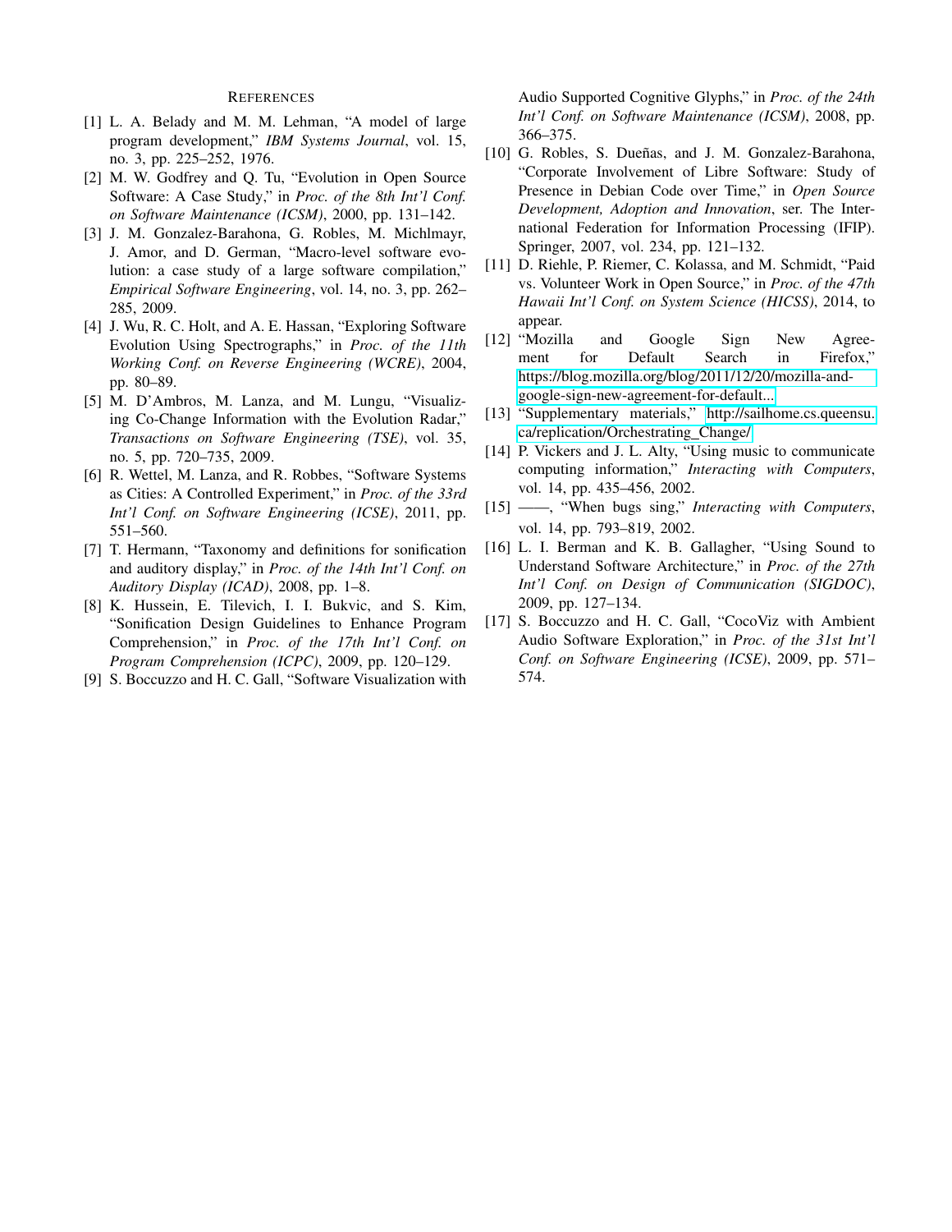## References

[1] L. A. Belady and M. M. Lehman, "A model of large program development," *IBM Systems Journal*, vol. 15, no. 3, pp. 225–252, 1976.

[2] M. W. Godfrey and Q. Tu, "Evolution in Open Source Software: A Case Study," in *Proc. of the 8th Int'l Conf. on Software Maintenance (ICSM)*, 2000, pp. 131–142.

[3] J. M. Gonzalez-Barahona, G. Robles, M. Michlmayr, J. Amor, and D. German, "Macro-level software evolution: a case study of a large software compilation," *Empirical Software Engineering*, vol. 14, no. 3, pp. 262–285, 2009.

[4] J. Wu, R. C. Holt, and A. E. Hassan, "Exploring Software Evolution Using Spectrographs," in *Proc. of the 11th Working Conf. on Reverse Engineering (WCRE)*, 2004, pp. 80–89.

[5] M. D'Ambros, M. Lanza, and M. Lungu, "Visualizing Co-Change Information with the Evolution Radar," *Transactions on Software Engineering (TSE)*, vol. 35, no. 5, pp. 720–735, 2009.

[6] R. Wettel, M. Lanza, and R. Robbes, "Software Systems as Cities: A Controlled Experiment," in *Proc. of the 33rd Int'l Conf. on Software Engineering (ICSE)*, 2011, pp. 551–560.

[7] T. Hermann, "Taxonomy and definitions for sonification and auditory display," in *Proc. of the 14th Int'l Conf. on Auditory Display (ICAD)*, 2008, pp. 1–8.

[8] K. Hussein, E. Tilevich, I. I. Bukvic, and S. Kim, "Sonification Design Guidelines to Enhance Program Comprehension," in *Proc. of the 17th Int'l Conf. on Program Comprehension (ICPC)*, 2009, pp. 120–129.

[9] S. Boccuzzo and H. C. Gall, "Software Visualization with Audio Supported Cognitive Glyphs," in *Proc. of the 24th Int'l Conf. on Software Maintenance (ICSM)*, 2008, pp. 366–375.

[10] G. Robles, S. Dueñas, and J. M. Gonzalez-Barahona, "Corporate Involvement of Libre Software: Study of Presence in Debian Code over Time," in *Open Source Development, Adoption and Innovation*, ser. The International Federation for Information Processing (IFIP). Springer, 2007, vol. 234, pp. 121–132.

[11] D. Riehle, P. Riemer, C. Kolassa, and M. Schmidt, "Paid vs. Volunteer Work in Open Source," in *Proc. of the 47th Hawaii Int'l Conf. on System Science (HICSS)*, 2014, to appear.

[12] "Mozilla and Google Sign New Agreement for Default Search in Firefox," https://blog.mozilla.org/blog/2011/12/20/mozilla-and-google-sign-new-agreement-for-default...

[13] "Supplementary materials," http://sailhome.cs.queensu.ca/replication/Orchestrating_Change/

[14] P. Vickers and J. L. Alty, "Using music to communicate computing information," *Interacting with Computers*, vol. 14, pp. 435–456, 2002.

[15] ——, "When bugs sing," *Interacting with Computers*, vol. 14, pp. 793–819, 2002.

[16] L. I. Berman and K. B. Gallagher, "Using Sound to Understand Software Architecture," in *Proc. of the 27th Int'l Conf. on Design of Communication (SIGDOC)*, 2009, pp. 127–134.

[17] S. Boccuzzo and H. C. Gall, "CocoViz with Ambient Audio Software Exploration," in *Proc. of the 31st Int'l Conf. on Software Engineering (ICSE)*, 2009, pp. 571–574.